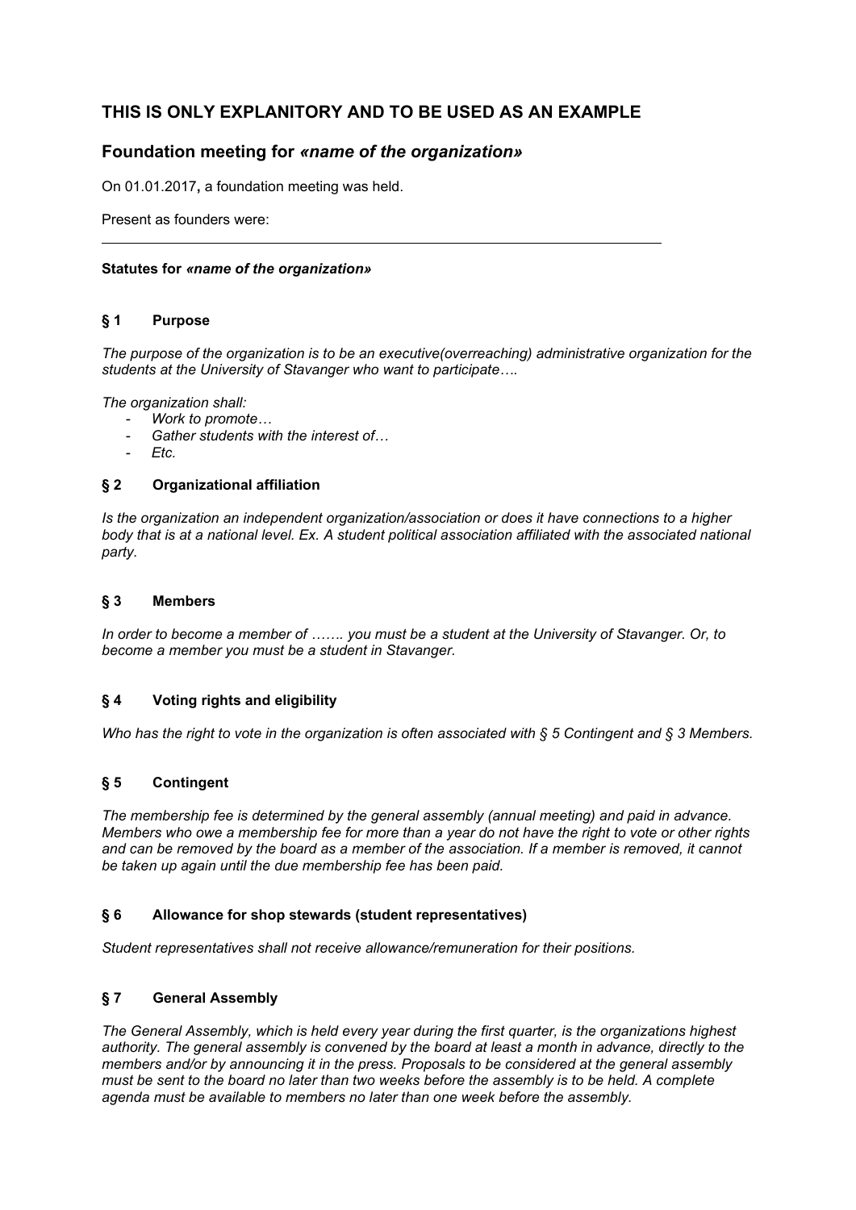# THIS IS ONLY EXPLANITORY AND TO BE USED AS AN EXAMPLE

## Foundation meeting for *«name of the organization»*

On 01.01.2017**,** a foundation meeting was held.

Present as founders were:

---

**Statutes for *«name of the organization»***

### § 1 Purpose

*The purpose of the organization is to be an executive(overreaching) administrative organization for the students at the University of Stavanger who want to participate….*

*The organization shall:*

- *Work to promote…*
- *Gather students with the interest of…*
- *Etc.*

### § 2 Organizational affiliation

*Is the organization an independent organization/association or does it have connections to a higher body that is at a national level. Ex. A student political association affiliated with the associated national party.*

### § 3 Members

*In order to become a member of ……. you must be a student at the University of Stavanger. Or, to become a member you must be a student in Stavanger.*

### § 4 Voting rights and eligibility

*Who has the right to vote in the organization is often associated with § 5 Contingent and § 3 Members.*

### § 5 Contingent

*The membership fee is determined by the general assembly (annual meeting) and paid in advance. Members who owe a membership fee for more than a year do not have the right to vote or other rights and can be removed by the board as a member of the association. If a member is removed, it cannot be taken up again until the due membership fee has been paid.*

### § 6 Allowance for shop stewards (student representatives)

*Student representatives shall not receive allowance/remuneration for their positions.*

### § 7 General Assembly

*The General Assembly, which is held every year during the first quarter, is the organizations highest authority. The general assembly is convened by the board at least a month in advance, directly to the members and/or by announcing it in the press. Proposals to be considered at the general assembly must be sent to the board no later than two weeks before the assembly is to be held. A complete agenda must be available to members no later than one week before the assembly.*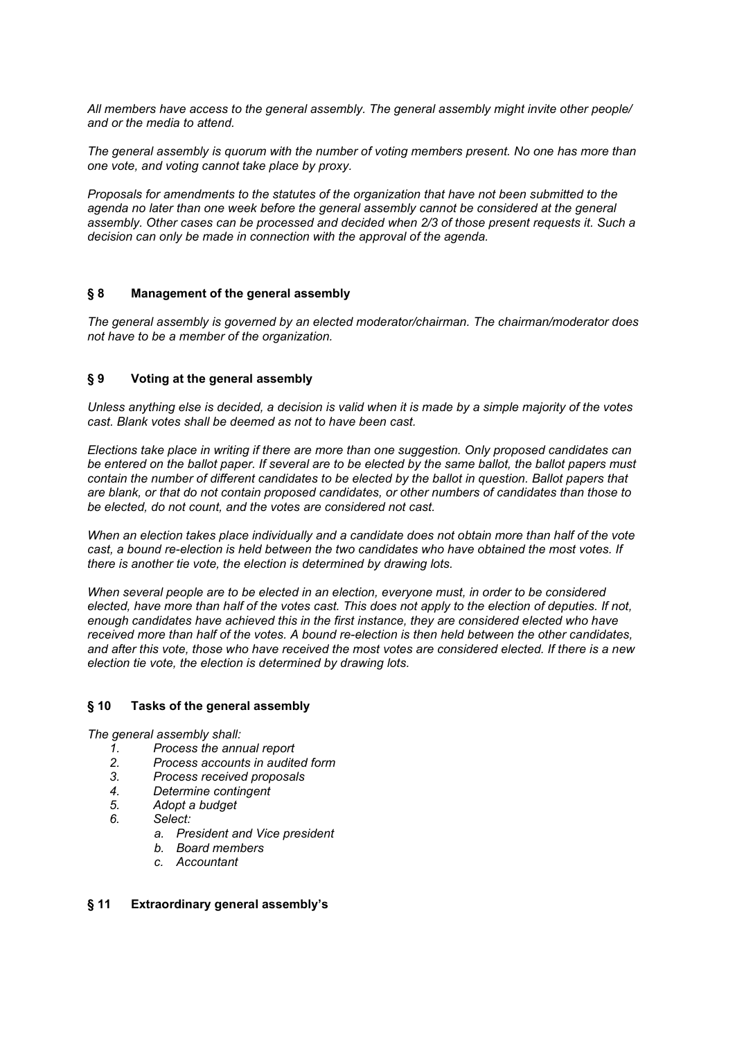*All members have access to the general assembly. The general assembly might invite other people/ and or the media to attend.*

*The general assembly is quorum with the number of voting members present. No one has more than one vote, and voting cannot take place by proxy.*

*Proposals for amendments to the statutes of the organization that have not been submitted to the agenda no later than one week before the general assembly cannot be considered at the general assembly. Other cases can be processed and decided when 2/3 of those present requests it. Such a decision can only be made in connection with the approval of the agenda.*

### § 8 Management of the general assembly

*The general assembly is governed by an elected moderator/chairman. The chairman/moderator does not have to be a member of the organization.*

### § 9 Voting at the general assembly

*Unless anything else is decided, a decision is valid when it is made by a simple majority of the votes cast. Blank votes shall be deemed as not to have been cast.*

*Elections take place in writing if there are more than one suggestion. Only proposed candidates can be entered on the ballot paper. If several are to be elected by the same ballot, the ballot papers must contain the number of different candidates to be elected by the ballot in question. Ballot papers that are blank, or that do not contain proposed candidates, or other numbers of candidates than those to be elected, do not count, and the votes are considered not cast.*

*When an election takes place individually and a candidate does not obtain more than half of the vote cast, a bound re-election is held between the two candidates who have obtained the most votes. If there is another tie vote, the election is determined by drawing lots.*

*When several people are to be elected in an election, everyone must, in order to be considered elected, have more than half of the votes cast. This does not apply to the election of deputies. If not, enough candidates have achieved this in the first instance, they are considered elected who have received more than half of the votes. A bound re-election is then held between the other candidates, and after this vote, those who have received the most votes are considered elected. If there is a new election tie vote, the election is determined by drawing lots.*

### § 10 Tasks of the general assembly

*The general assembly shall:*

1. *Process the annual report*
2. *Process accounts in audited form*
3. *Process received proposals*
4. *Determine contingent*
5. *Adopt a budget*
6. *Select:*
    a. *President and Vice president*
    b. *Board members*
    c. *Accountant*

### § 11 Extraordinary general assembly's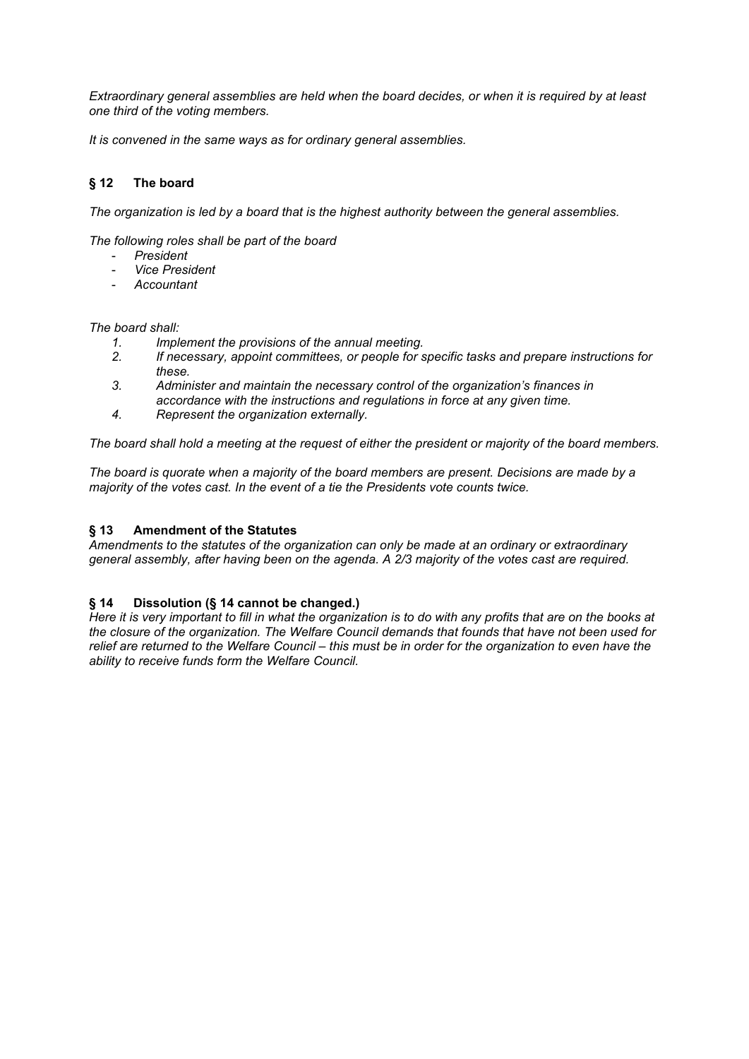*Extraordinary general assemblies are held when the board decides, or when it is required by at least one third of the voting members.*

*It is convened in the same ways as for ordinary general assemblies.*

### § 12 The board

*The organization is led by a board that is the highest authority between the general assemblies.*

*The following roles shall be part of the board*

- *President*
- *Vice President*
- *Accountant*

*The board shall:*

1. *Implement the provisions of the annual meeting.*
2. *If necessary, appoint committees, or people for specific tasks and prepare instructions for these.*
3. *Administer and maintain the necessary control of the organization's finances in accordance with the instructions and regulations in force at any given time.*
4. *Represent the organization externally.*

*The board shall hold a meeting at the request of either the president or majority of the board members.*

*The board is quorate when a majority of the board members are present. Decisions are made by a majority of the votes cast. In the event of a tie the Presidents vote counts twice.*

### § 13 Amendment of the Statutes

*Amendments to the statutes of the organization can only be made at an ordinary or extraordinary general assembly, after having been on the agenda. A 2/3 majority of the votes cast are required.*

### § 14 Dissolution (§ 14 cannot be changed.)

*Here it is very important to fill in what the organization is to do with any profits that are on the books at the closure of the organization. The Welfare Council demands that founds that have not been used for relief are returned to the Welfare Council – this must be in order for the organization to even have the ability to receive funds form the Welfare Council.*